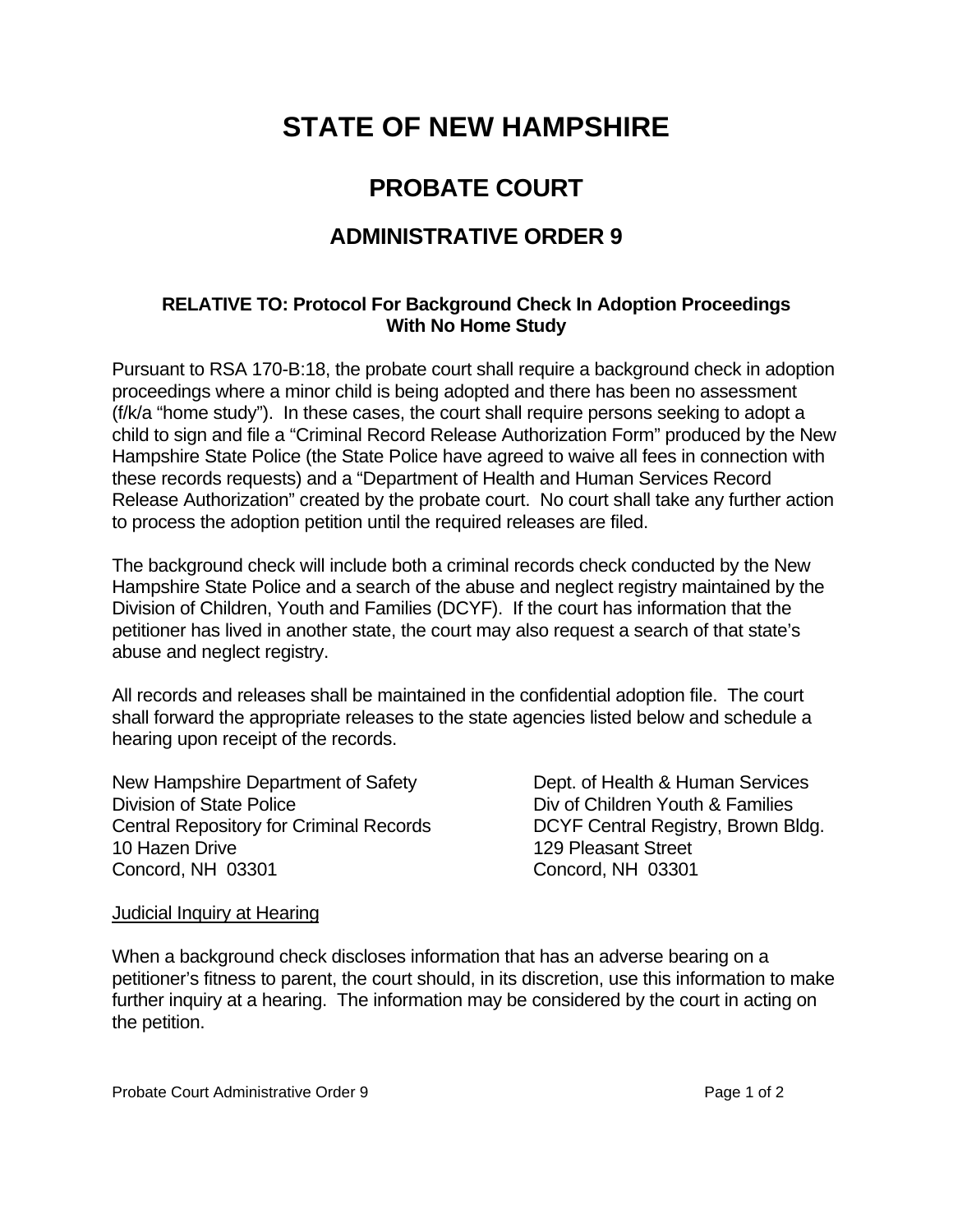# STATE OF NEW HAMPSHIRE

## PROBATE COURT

## ADMINISTRATIVE ORDER 9

**RELATIVE TO: Protocol For Background Check In Adoption Proceedings With No Home Study**

Pursuant to RSA 170-B:18, the probate court shall require a background check in adoption proceedings where a minor child is being adopted and there has been no assessment (f/k/a "home study"). In these cases, the court shall require persons seeking to adopt a child to sign and file a "Criminal Record Release Authorization Form" produced by the New Hampshire State Police (the State Police have agreed to waive all fees in connection with these records requests) and a "Department of Health and Human Services Record Release Authorization" created by the probate court. No court shall take any further action to process the adoption petition until the required releases are filed.

The background check will include both a criminal records check conducted by the New Hampshire State Police and a search of the abuse and neglect registry maintained by the Division of Children, Youth and Families (DCYF). If the court has information that the petitioner has lived in another state, the court may also request a search of that state's abuse and neglect registry.

All records and releases shall be maintained in the confidential adoption file. The court shall forward the appropriate releases to the state agencies listed below and schedule a hearing upon receipt of the records.

New Hampshire Department of Safety
Division of State Police
Central Repository for Criminal Records
10 Hazen Drive
Concord, NH 03301

Dept. of Health & Human Services
Div of Children Youth & Families
DCYF Central Registry, Brown Bldg.
129 Pleasant Street
Concord, NH 03301

<u>Judicial Inquiry at Hearing</u>

When a background check discloses information that has an adverse bearing on a petitioner's fitness to parent, the court should, in its discretion, use this information to make further inquiry at a hearing. The information may be considered by the court in acting on the petition.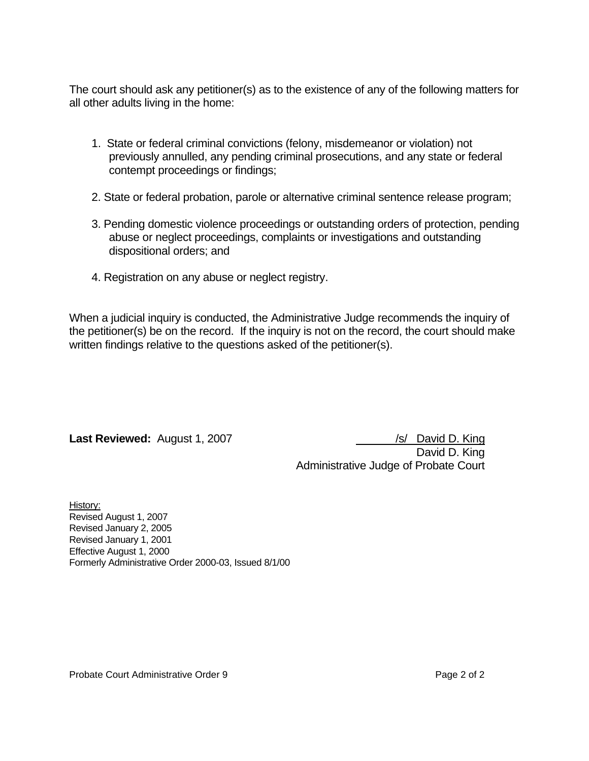The court should ask any petitioner(s) as to the existence of any of the following matters for all other adults living in the home:

1. State or federal criminal convictions (felony, misdemeanor or violation) not previously annulled, any pending criminal prosecutions, and any state or federal contempt proceedings or findings;

2. State or federal probation, parole or alternative criminal sentence release program;

3. Pending domestic violence proceedings or outstanding orders of protection, pending abuse or neglect proceedings, complaints or investigations and outstanding dispositional orders; and

4. Registration on any abuse or neglect registry.

When a judicial inquiry is conducted, the Administrative Judge recommends the inquiry of the petitioner(s) be on the record. If the inquiry is not on the record, the court should make written findings relative to the questions asked of the petitioner(s).

**Last Reviewed:** August 1, 2007

/s/ David D. King
David D. King
Administrative Judge of Probate Court

History:
Revised August 1, 2007
Revised January 2, 2005
Revised January 1, 2001
Effective August 1, 2000
Formerly Administrative Order 2000-03, Issued 8/1/00